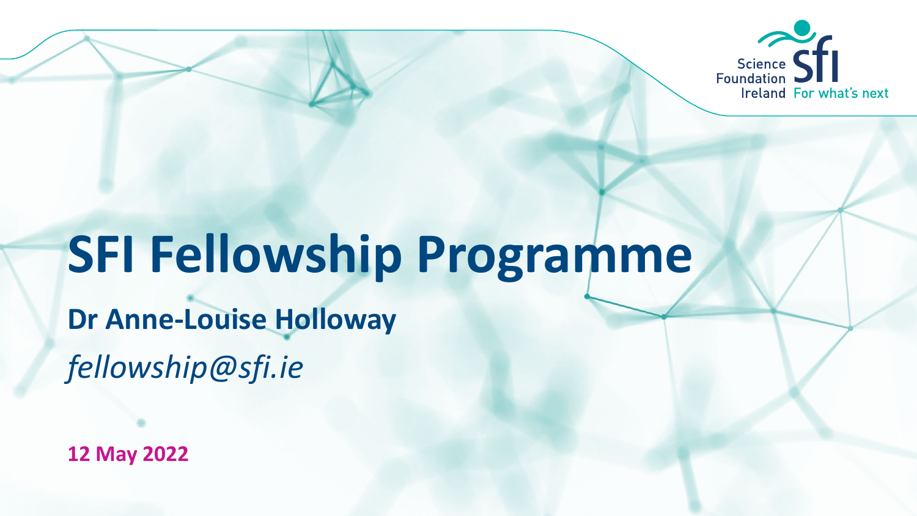Science Foundation Ireland — For what's next

# SFI Fellowship Programme

**Dr Anne-Louise Holloway**

*fellowship@sfi.ie*

**12 May 2022**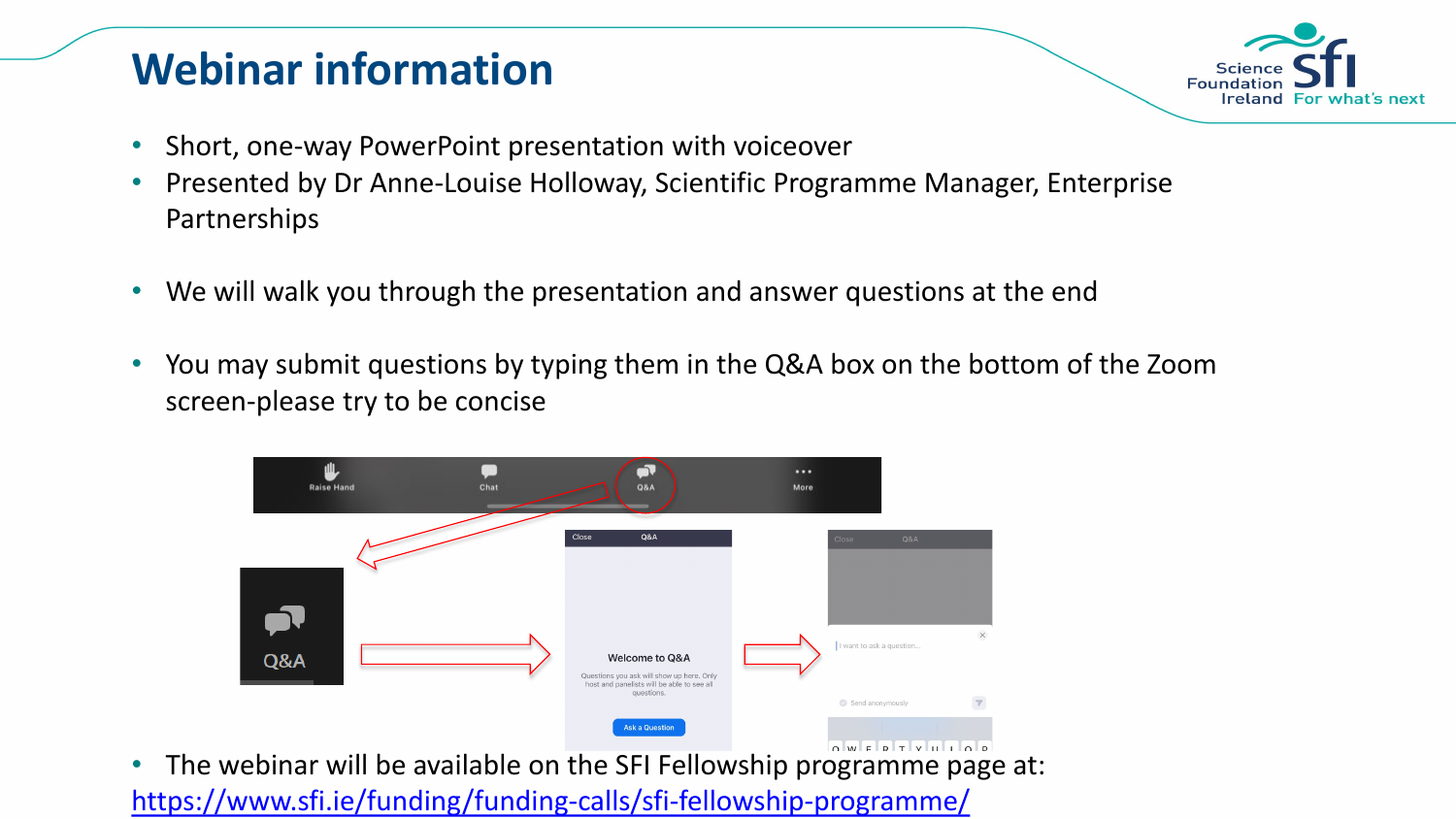# Webinar information

- Short, one-way PowerPoint presentation with voiceover
- Presented by Dr Anne-Louise Holloway, Scientific Programme Manager, Enterprise Partnerships
- We will walk you through the presentation and answer questions at the end
- You may submit questions by typing them in the Q&A box on the bottom of the Zoom screen-please try to be concise
- The webinar will be available on the SFI Fellowship programme page at: [https://www.sfi.ie/funding/funding-calls/sfi-fellowship-programme/](https://www.sfi.ie/funding/funding-calls/sfi-fellowship-programme/)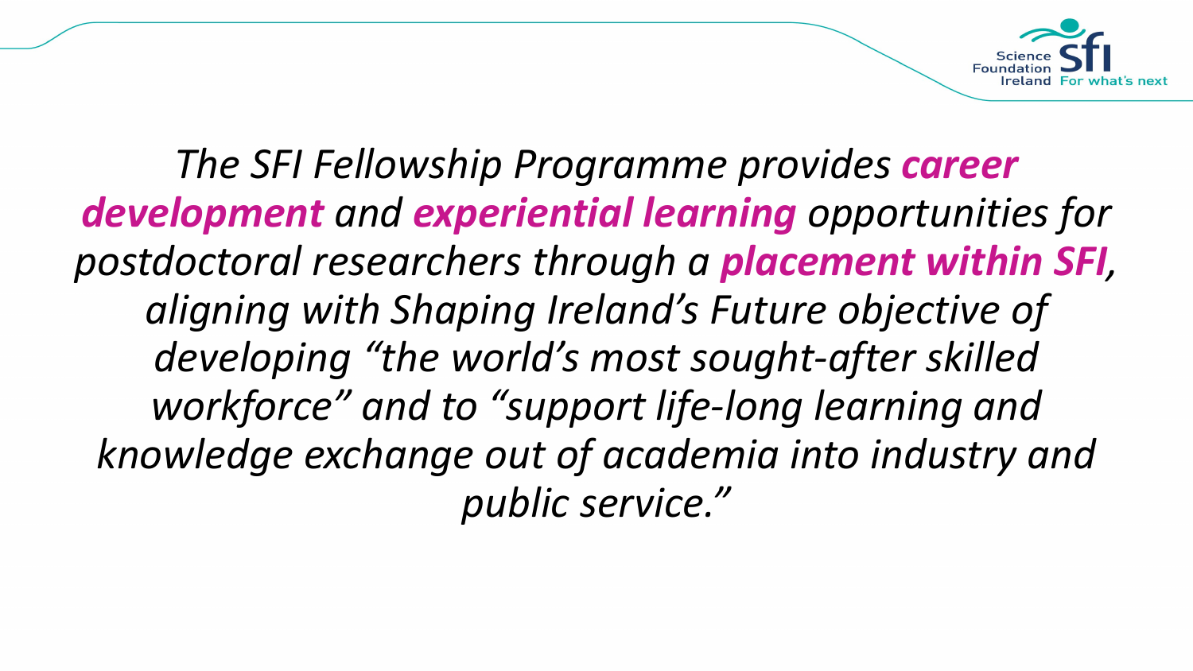*The SFI Fellowship Programme provides **career development** and **experiential learning** opportunities for postdoctoral researchers through a **placement within SFI**, aligning with Shaping Ireland's Future objective of developing "the world's most sought-after skilled workforce" and to "support life-long learning and knowledge exchange out of academia into industry and public service."*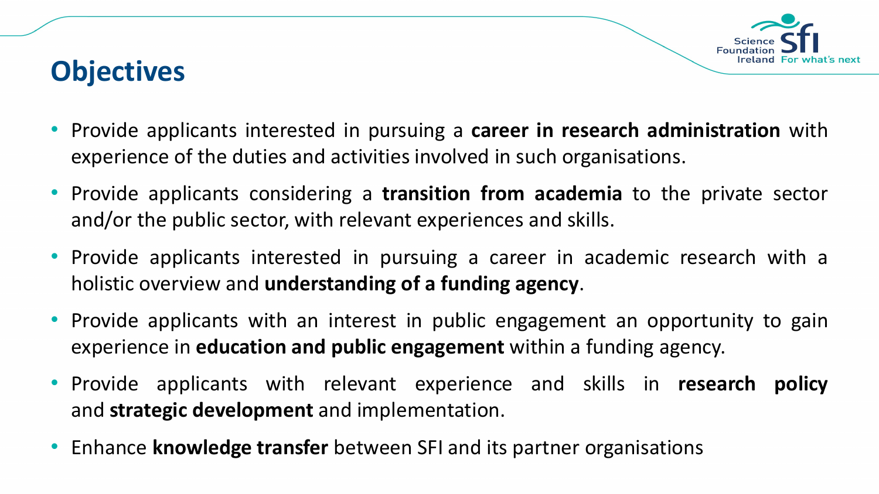# Objectives

- Provide applicants interested in pursuing a **career in research administration** with experience of the duties and activities involved in such organisations.
- Provide applicants considering a **transition from academia** to the private sector and/or the public sector, with relevant experiences and skills.
- Provide applicants interested in pursuing a career in academic research with a holistic overview and **understanding of a funding agency**.
- Provide applicants with an interest in public engagement an opportunity to gain experience in **education and public engagement** within a funding agency.
- Provide applicants with relevant experience and skills in **research policy** and **strategic development** and implementation.
- Enhance **knowledge transfer** between SFI and its partner organisations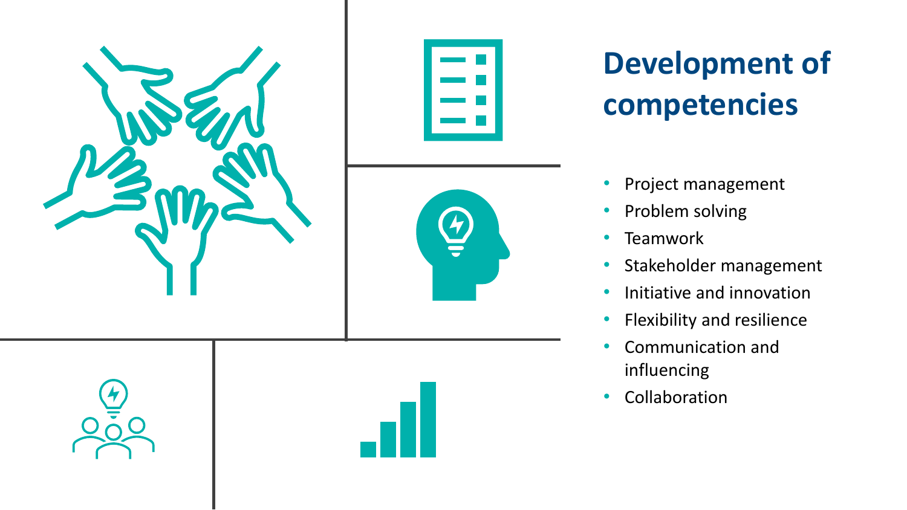# Development of competencies

- Project management
- Problem solving
- Teamwork
- Stakeholder management
- Initiative and innovation
- Flexibility and resilience
- Communication and influencing
- Collaboration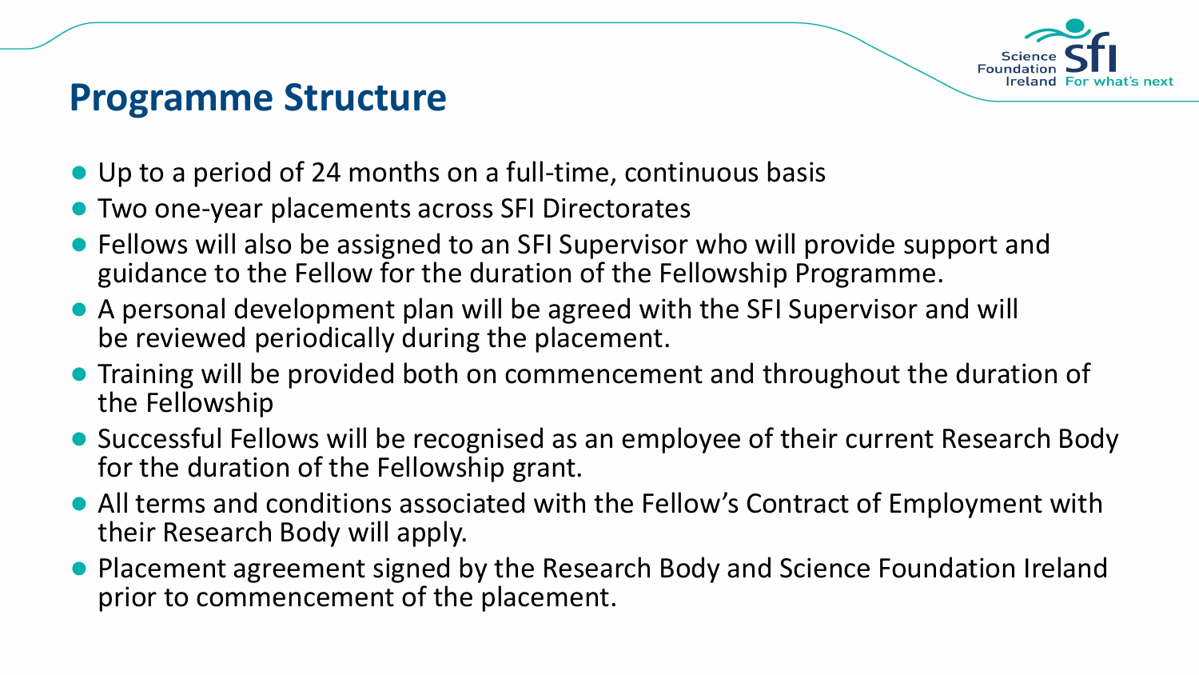## Programme Structure

- Up to a period of 24 months on a full-time, continuous basis
- Two one-year placements across SFI Directorates
- Fellows will also be assigned to an SFI Supervisor who will provide support and guidance to the Fellow for the duration of the Fellowship Programme.
- A personal development plan will be agreed with the SFI Supervisor and will be reviewed periodically during the placement.
- Training will be provided both on commencement and throughout the duration of the Fellowship
- Successful Fellows will be recognised as an employee of their current Research Body for the duration of the Fellowship grant.
- All terms and conditions associated with the Fellow's Contract of Employment with their Research Body will apply.
- Placement agreement signed by the Research Body and Science Foundation Ireland prior to commencement of the placement.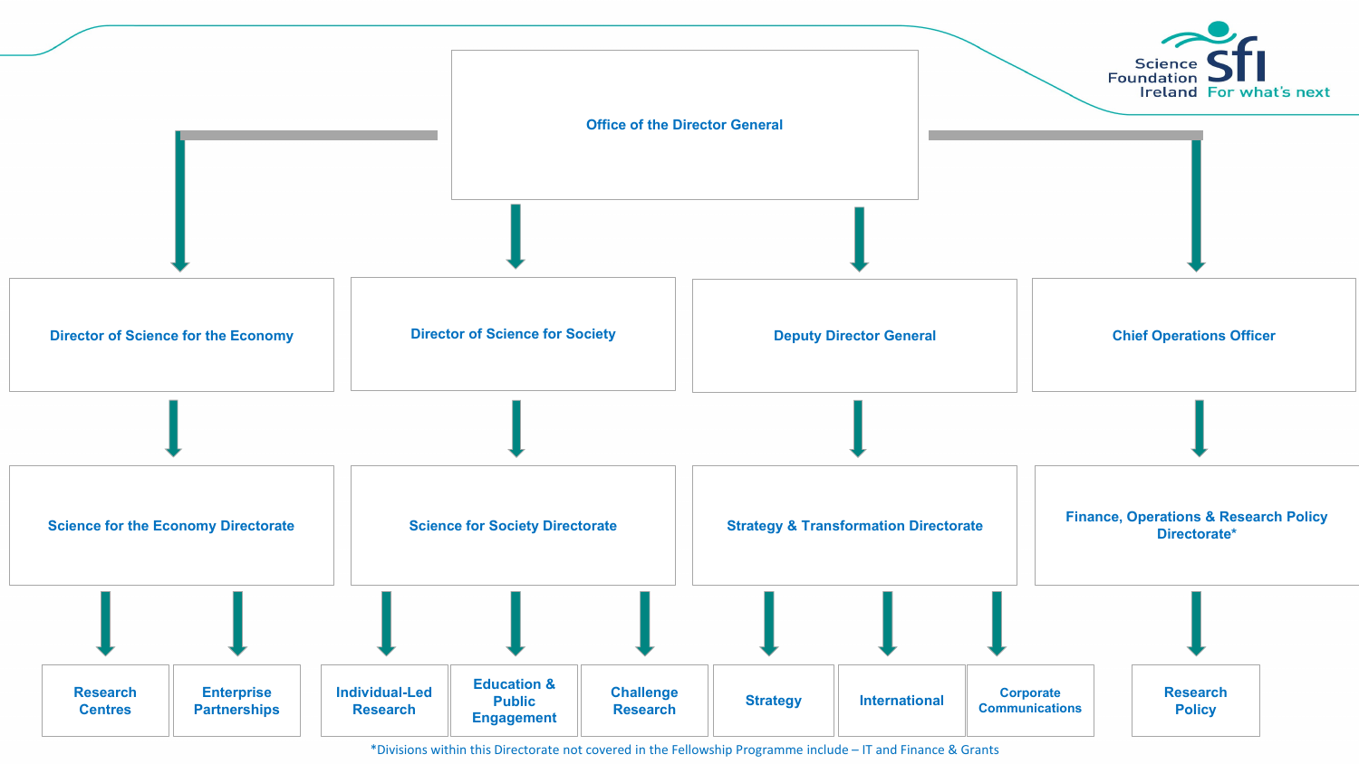# Office of the Director General

- **Director of Science for the Economy**
  - **Science for the Economy Directorate**
    - Research Centres
    - Enterprise Partnerships
- **Director of Science for Society**
  - **Science for Society Directorate**
    - Individual-Led Research
    - Education & Public Engagement
    - Challenge Research
- **Deputy Director General**
  - **Strategy & Transformation Directorate**
    - Strategy
    - International
    - Corporate Communications
- **Chief Operations Officer**
  - **Finance, Operations & Research Policy Directorate***
    - Research Policy

*Divisions within this Directorate not covered in the Fellowship Programme include – IT and Finance & Grants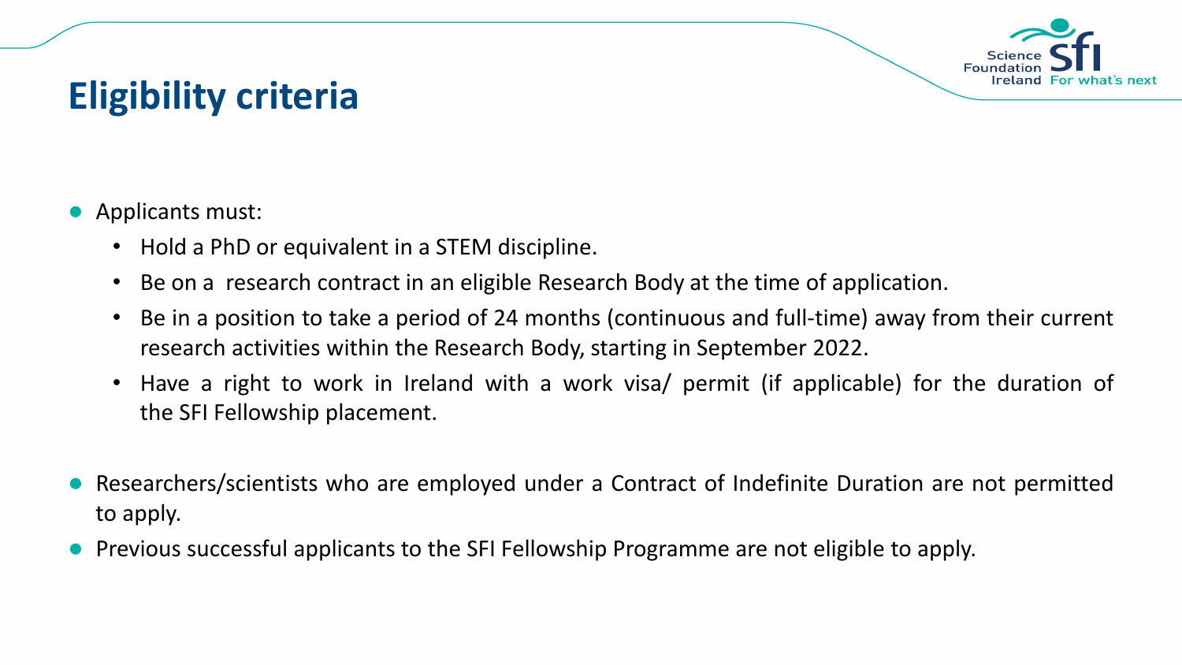## Eligibility criteria

- Applicants must:
  - Hold a PhD or equivalent in a STEM discipline.
  - Be on a research contract in an eligible Research Body at the time of application.
  - Be in a position to take a period of 24 months (continuous and full-time) away from their current research activities within the Research Body, starting in September 2022.
  - Have a right to work in Ireland with a work visa/ permit (if applicable) for the duration of the SFI Fellowship placement.

- Researchers/scientists who are employed under a Contract of Indefinite Duration are not permitted to apply.
- Previous successful applicants to the SFI Fellowship Programme are not eligible to apply.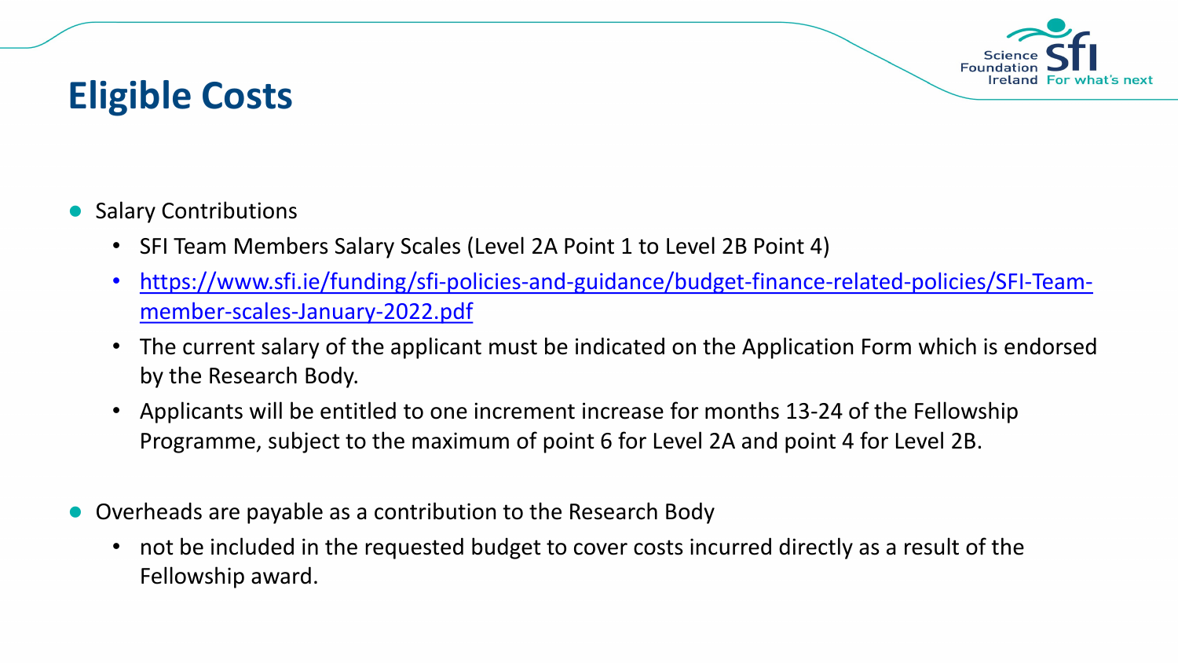# Eligible Costs

- Salary Contributions
  - SFI Team Members Salary Scales (Level 2A Point 1 to Level 2B Point 4)
  - [https://www.sfi.ie/funding/sfi-policies-and-guidance/budget-finance-related-policies/SFI-Team-member-scales-January-2022.pdf](https://www.sfi.ie/funding/sfi-policies-and-guidance/budget-finance-related-policies/SFI-Team-member-scales-January-2022.pdf)
  - The current salary of the applicant must be indicated on the Application Form which is endorsed by the Research Body.
  - Applicants will be entitled to one increment increase for months 13-24 of the Fellowship Programme, subject to the maximum of point 6 for Level 2A and point 4 for Level 2B.

- Overheads are payable as a contribution to the Research Body
  - not be included in the requested budget to cover costs incurred directly as a result of the Fellowship award.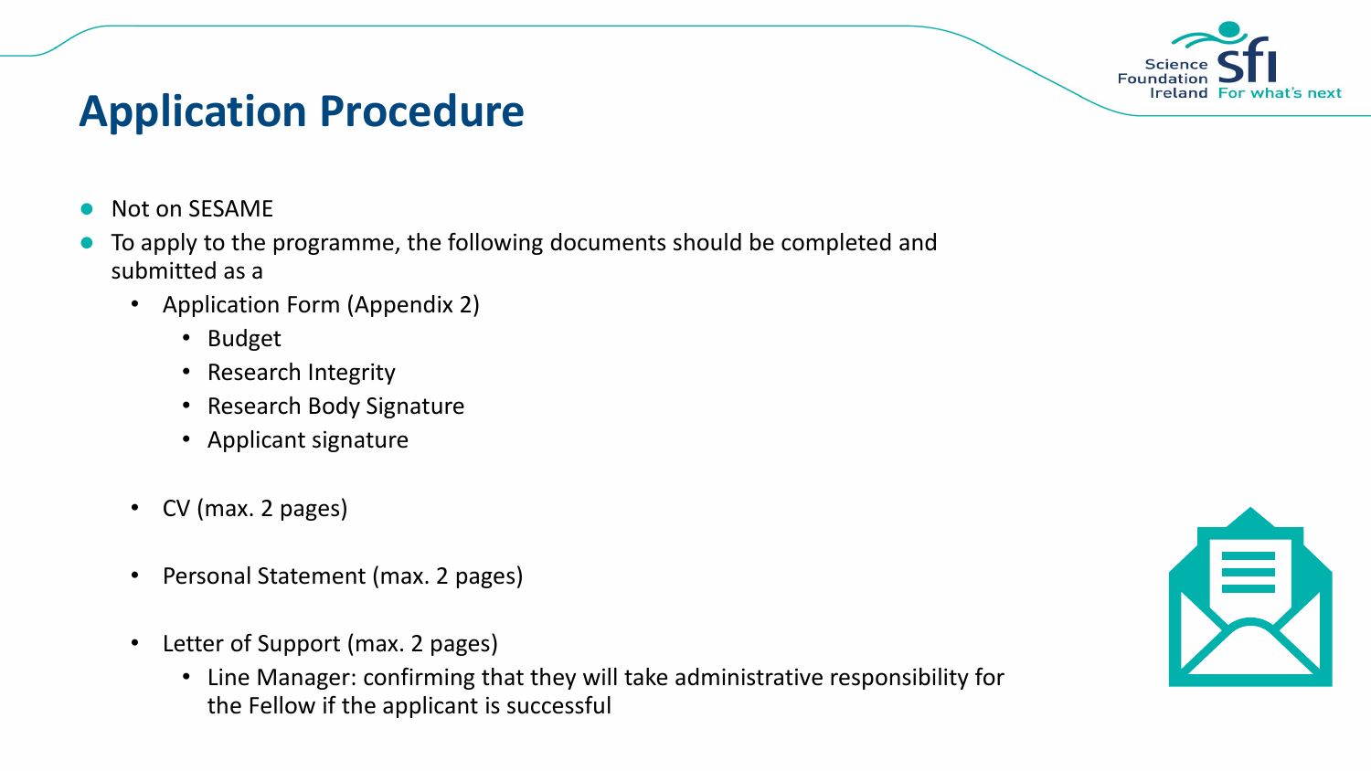# Application Procedure

- Not on SESAME
- To apply to the programme, the following documents should be completed and submitted as a
  - Application Form (Appendix 2)
    - Budget
    - Research Integrity
    - Research Body Signature
    - Applicant signature
  - CV (max. 2 pages)
  - Personal Statement (max. 2 pages)
  - Letter of Support (max. 2 pages)
    - Line Manager: confirming that they will take administrative responsibility for the Fellow if the applicant is successful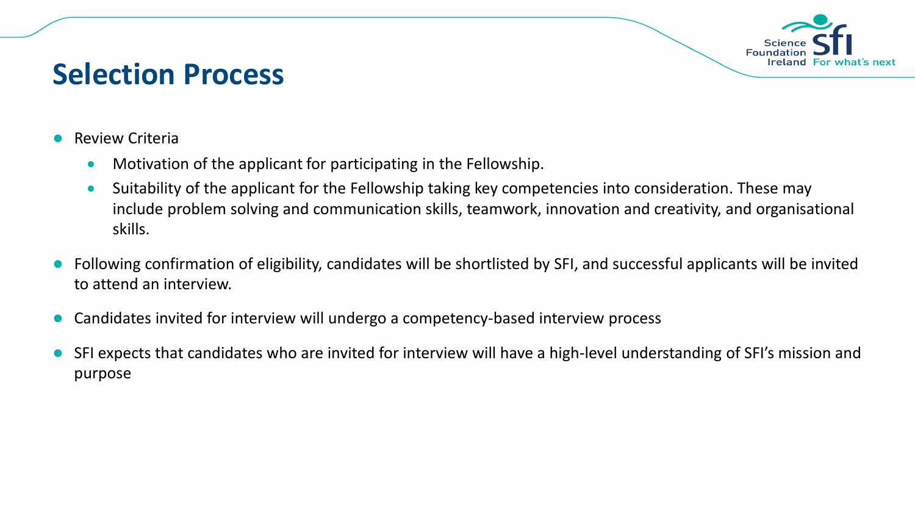# Selection Process

- Review Criteria
  - Motivation of the applicant for participating in the Fellowship.
  - Suitability of the applicant for the Fellowship taking key competencies into consideration. These may include problem solving and communication skills, teamwork, innovation and creativity, and organisational skills.
- Following confirmation of eligibility, candidates will be shortlisted by SFI, and successful applicants will be invited to attend an interview.
- Candidates invited for interview will undergo a competency-based interview process
- SFI expects that candidates who are invited for interview will have a high-level understanding of SFI's mission and purpose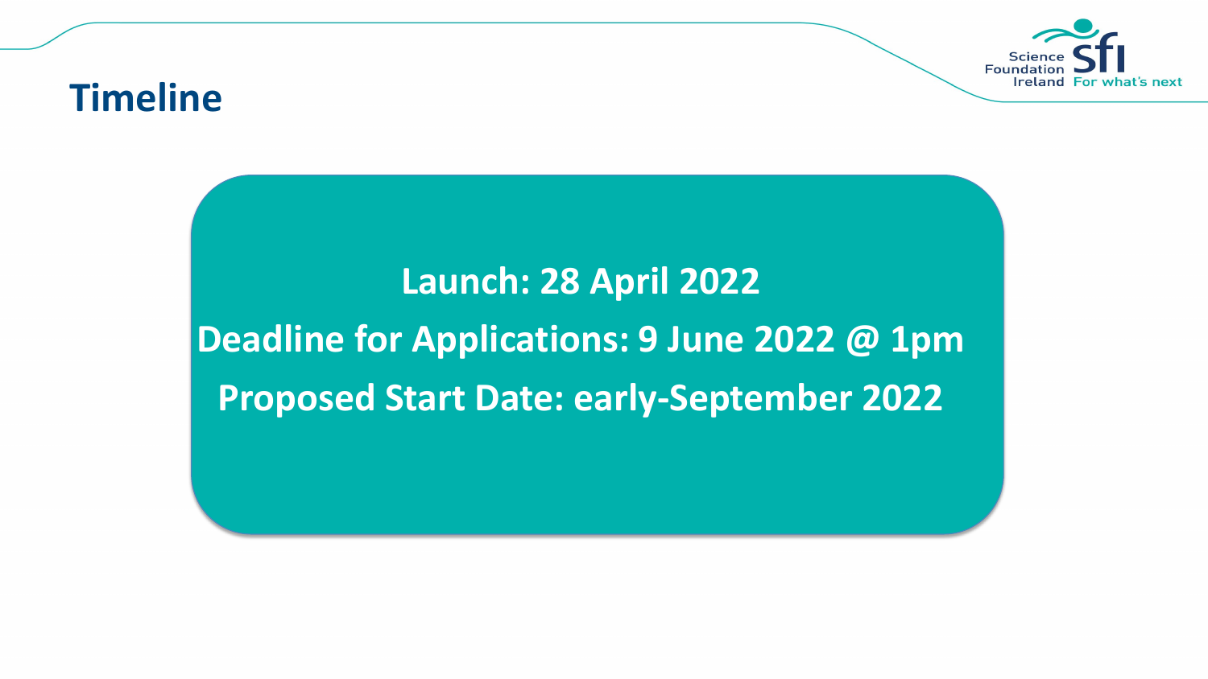# Timeline

**Launch: 28 April 2022**

**Deadline for Applications: 9 June 2022 @ 1pm**

**Proposed Start Date: early-September 2022**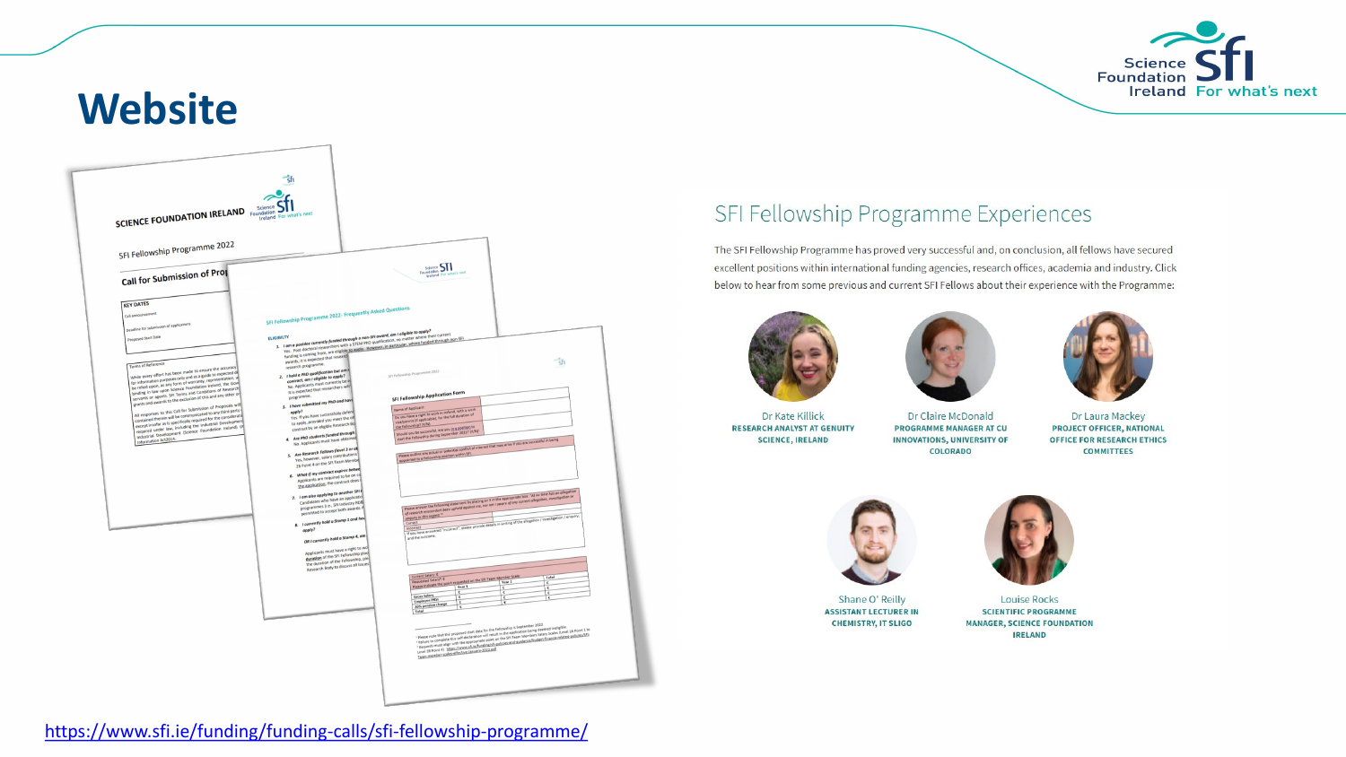# Website

## SFI Fellowship Programme Experiences

The SFI Fellowship Programme has proved very successful and, on conclusion, all fellows have secured excellent positions within international funding agencies, research offices, academia and industry. Click below to hear from some previous and current SFI Fellows about their experience with the Programme:

- Dr Kate Killick — RESEARCH ANALYST AT GENUITY SCIENCE, IRELAND
- Dr Claire McDonald — PROGRAMME MANAGER AT CU INNOVATIONS, UNIVERSITY OF COLORADO
- Dr Laura Mackey — PROJECT OFFICER, NATIONAL OFFICE FOR RESEARCH ETHICS COMMITTEES
- Shane O' Reilly — ASSISTANT LECTURER IN CHEMISTRY, IT SLIGO
- Louise Rocks — SCIENTIFIC PROGRAMME MANAGER, SCIENCE FOUNDATION IRELAND

https://www.sfi.ie/funding/funding-calls/sfi-fellowship-programme/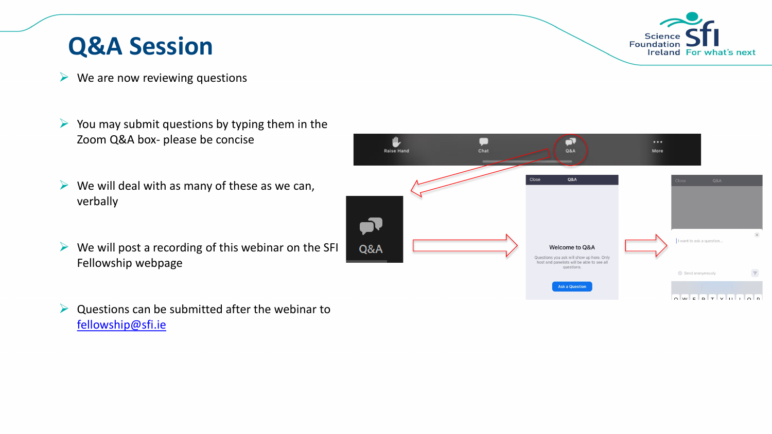# Q&A Session

- We are now reviewing questions
- You may submit questions by typing them in the Zoom Q&A box- please be concise
- We will deal with as many of these as we can, verbally
- We will post a recording of this webinar on the SFI Fellowship webpage
- Questions can be submitted after the webinar to fellowship@sfi.ie